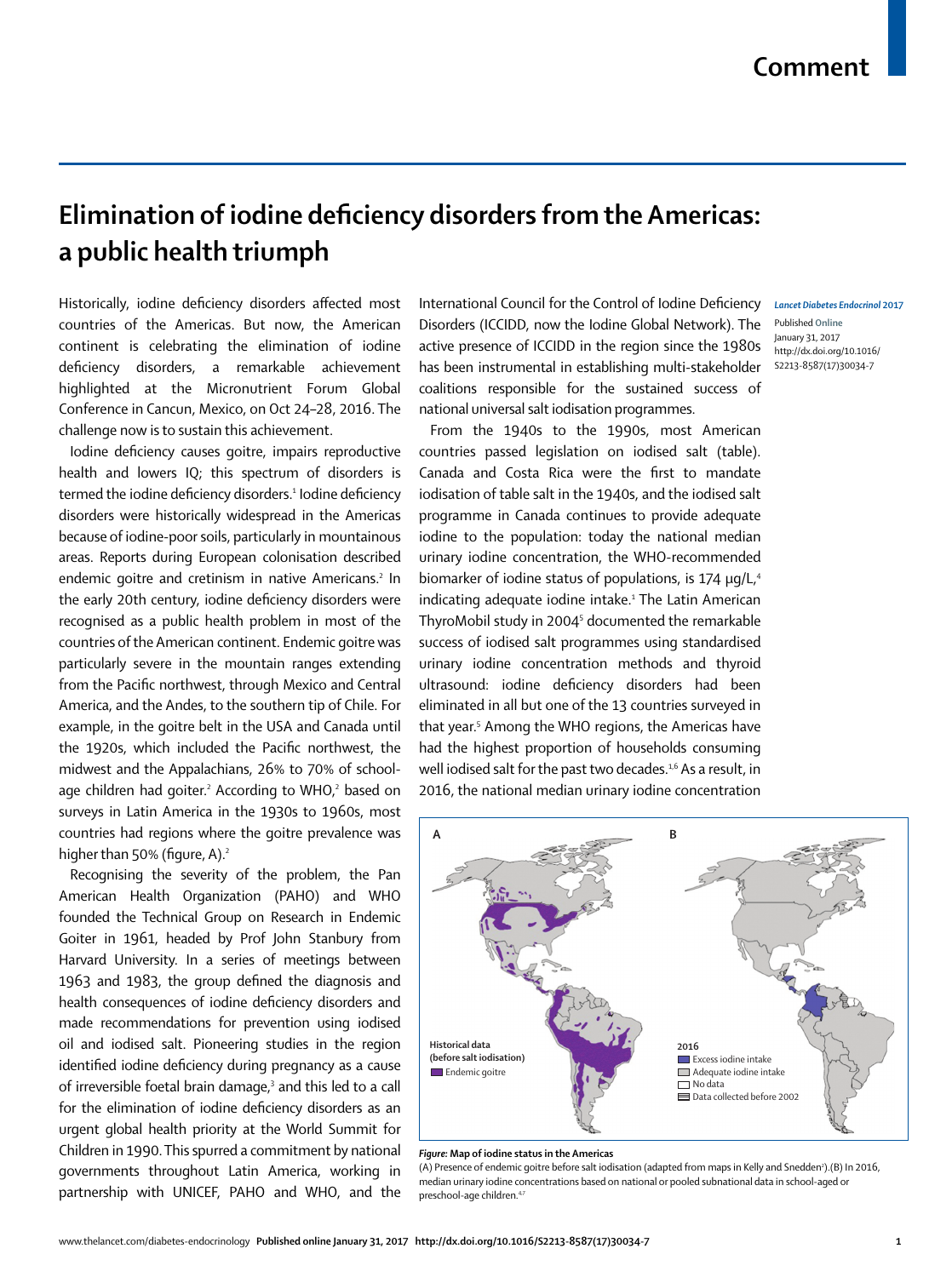# Comment

## Elimination of iodine deficiency disorders from the Americas: a public health triumph

*Lancet Diabetes Endocrinol* 2017

Published Online January 31, 2017 http://dx.doi.org/10.1016/S2213-8587(17)30034-7

Historically, iodine deficiency disorders affected most countries of the Americas. But now, the American continent is celebrating the elimination of iodine deficiency disorders, a remarkable achievement highlighted at the Micronutrient Forum Global Conference in Cancun, Mexico, on Oct 24–28, 2016. The challenge now is to sustain this achievement.

Iodine deficiency causes goitre, impairs reproductive health and lowers IQ; this spectrum of disorders is termed the iodine deficiency disorders.[1] Iodine deficiency disorders were historically widespread in the Americas because of iodine-poor soils, particularly in mountainous areas. Reports during European colonisation described endemic goitre and cretinism in native Americans.[2] In the early 20th century, iodine deficiency disorders were recognised as a public health problem in most of the countries of the American continent. Endemic goitre was particularly severe in the mountain ranges extending from the Pacific northwest, through Mexico and Central America, and the Andes, to the southern tip of Chile. For example, in the goitre belt in the USA and Canada until the 1920s, which included the Pacific northwest, the midwest and the Appalachians, 26% to 70% of school-age children had goiter.[2] According to WHO,[2] based on surveys in Latin America in the 1930s to 1960s, most countries had regions where the goitre prevalence was higher than 50% (figure, A).[2]

Recognising the severity of the problem, the Pan American Health Organization (PAHO) and WHO founded the Technical Group on Research in Endemic Goiter in 1961, headed by Prof John Stanbury from Harvard University. In a series of meetings between 1963 and 1983, the group defined the diagnosis and health consequences of iodine deficiency disorders and made recommendations for prevention using iodised oil and iodised salt. Pioneering studies in the region identified iodine deficiency during pregnancy as a cause of irreversible foetal brain damage,[3] and this led to a call for the elimination of iodine deficiency disorders as an urgent global health priority at the World Summit for Children in 1990. This spurred a commitment by national governments throughout Latin America, working in partnership with UNICEF, PAHO and WHO, and the International Council for the Control of Iodine Deficiency Disorders (ICCIDD, now the Iodine Global Network). The active presence of ICCIDD in the region since the 1980s has been instrumental in establishing multi-stakeholder coalitions responsible for the sustained success of national universal salt iodisation programmes.

From the 1940s to the 1990s, most American countries passed legislation on iodised salt (table). Canada and Costa Rica were the first to mandate iodisation of table salt in the 1940s, and the iodised salt programme in Canada continues to provide adequate iodine to the population: today the national median urinary iodine concentration, the WHO-recommended biomarker of iodine status of populations, is 174 μg/L,[4] indicating adequate iodine intake.[1] The Latin American ThyroMobil study in 2004[5] documented the remarkable success of iodised salt programmes using standardised urinary iodine concentration methods and thyroid ultrasound: iodine deficiency disorders had been eliminated in all but one of the 13 countries surveyed in that year.[5] Among the WHO regions, the Americas have had the highest proportion of households consuming well iodised salt for the past two decades.[1,6] As a result, in 2016, the national median urinary iodine concentration

*Figure:* **Map of iodine status in the Americas**

(A) Presence of endemic goitre before salt iodisation (adapted from maps in Kelly and Snedden[2]). (B) In 2016, median urinary iodine concentrations based on national or pooled subnational data in school-aged or preschool-age children.[4,7]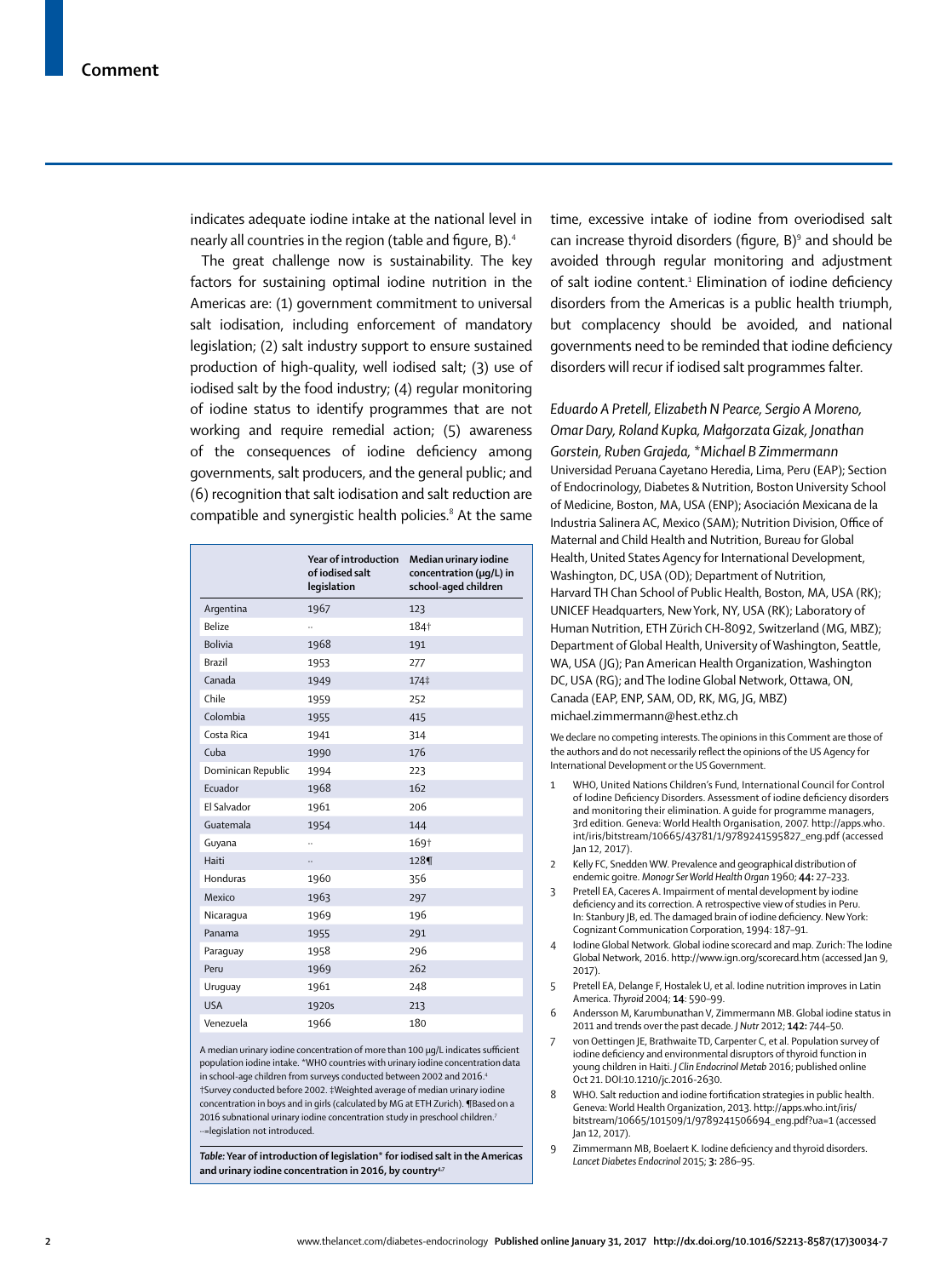indicates adequate iodine intake at the national level in nearly all countries in the region (table and figure, B).[4]

The great challenge now is sustainability. The key factors for sustaining optimal iodine nutrition in the Americas are: (1) government commitment to universal salt iodisation, including enforcement of mandatory legislation; (2) salt industry support to ensure sustained production of high-quality, well iodised salt; (3) use of iodised salt by the food industry; (4) regular monitoring of iodine status to identify programmes that are not working and require remedial action; (5) awareness of the consequences of iodine deficiency among governments, salt producers, and the general public; and (6) recognition that salt iodisation and salt reduction are compatible and synergistic health policies.[8] At the same time, excessive intake of iodine from overiodised salt can increase thyroid disorders (figure, B)[9] and should be avoided through regular monitoring and adjustment of salt iodine content.[1] Elimination of iodine deficiency disorders from the Americas is a public health triumph, but complacency should be avoided, and national governments need to be reminded that iodine deficiency disorders will recur if iodised salt programmes falter.

| | Year of introduction of iodised salt legislation | Median urinary iodine concentration (μg/L) in school-aged children |
|---|---|---|
| Argentina | 1967 | 123 |
| Belize | .. | 184† |
| Bolivia | 1968 | 191 |
| Brazil | 1953 | 277 |
| Canada | 1949 | 174‡ |
| Chile | 1959 | 252 |
| Colombia | 1955 | 415 |
| Costa Rica | 1941 | 314 |
| Cuba | 1990 | 176 |
| Dominican Republic | 1994 | 223 |
| Ecuador | 1968 | 162 |
| El Salvador | 1961 | 206 |
| Guatemala | 1954 | 144 |
| Guyana | .. | 169† |
| Haiti | .. | 128¶ |
| Honduras | 1960 | 356 |
| Mexico | 1963 | 297 |
| Nicaragua | 1969 | 196 |
| Panama | 1955 | 291 |
| Paraguay | 1958 | 296 |
| Peru | 1969 | 262 |
| Uruguay | 1961 | 248 |
| USA | 1920s | 213 |
| Venezuela | 1966 | 180 |

A median urinary iodine concentration of more than 100 μg/L indicates sufficient population iodine intake. *WHO countries with urinary iodine concentration data in school-age children from surveys conducted between 2002 and 2016.[4] †Survey conducted before 2002. ‡Weighted average of median urinary iodine concentration in boys and in girls (calculated by MG at ETH Zurich). ¶Based on a 2016 subnational urinary iodine concentration study in preschool children.[7] ..=legislation not introduced.

**Table:** Year of introduction of legislation* for iodised salt in the Americas and urinary iodine concentration in 2016, by country[4,7]

*Eduardo A Pretell, Elizabeth N Pearce, Sergio A Moreno, Omar Dary, Roland Kupka, Małgorzata Gizak, Jonathan Gorstein, Ruben Grajeda, \*Michael B Zimmermann*

Universidad Peruana Cayetano Heredia, Lima, Peru (EAP); Section of Endocrinology, Diabetes & Nutrition, Boston University School of Medicine, Boston, MA, USA (ENP); Asociación Mexicana de la Industria Salinera AC, Mexico (SAM); Nutrition Division, Office of Maternal and Child Health and Nutrition, Bureau for Global Health, United States Agency for International Development, Washington, DC, USA (OD); Department of Nutrition, Harvard TH Chan School of Public Health, Boston, MA, USA (RK); UNICEF Headquarters, New York, NY, USA (RK); Laboratory of Human Nutrition, ETH Zürich CH-8092, Switzerland (MG, MBZ); Department of Global Health, University of Washington, Seattle, WA, USA (JG); Pan American Health Organization, Washington DC, USA (RG); and The Iodine Global Network, Ottawa, ON, Canada (EAP, ENP, SAM, OD, RK, MG, JG, MBZ)

michael.zimmermann@hest.ethz.ch

We declare no competing interests. The opinions in this Comment are those of the authors and do not necessarily reflect the opinions of the US Agency for International Development or the US Government.

1. WHO, United Nations Children's Fund, International Council for Control of Iodine Deficiency Disorders. Assessment of iodine deficiency disorders and monitoring their elimination. A guide for programme managers, 3rd edition. Geneva: World Health Organisation, 2007. http://apps.who.int/iris/bitstream/10665/43781/1/9789241595827_eng.pdf (accessed Jan 12, 2017).
2. Kelly FC, Snedden WW. Prevalence and geographical distribution of endemic goitre. *Monogr Ser World Health Organ* 1960; **44:** 27–233.
3. Pretell EA, Caceres A. Impairment of mental development by iodine deficiency and its correction. A retrospective view of studies in Peru. In: Stanbury JB, ed. The damaged brain of iodine deficiency. New York: Cognizant Communication Corporation, 1994: 187–91.
4. Iodine Global Network. Global iodine scorecard and map. Zurich: The Iodine Global Network, 2016. http://www.ign.org/scorecard.htm (accessed Jan 9, 2017).
5. Pretell EA, Delange F, Hostalek U, et al. Iodine nutrition improves in Latin America. *Thyroid* 2004; **14**: 590–99.
6. Andersson M, Karumbunathan V, Zimmermann MB. Global iodine status in 2011 and trends over the past decade. *J Nutr* 2012; **142:** 744–50.
7. von Oettingen JE, Brathwaite TD, Carpenter C, et al. Population survey of iodine deficiency and environmental disruptors of thyroid function in young children in Haiti. *J Clin Endocrinol Metab* 2016; published online Oct 21. DOI:10.1210/jc.2016-2630.
8. WHO. Salt reduction and iodine fortification strategies in public health. Geneva: World Health Organization, 2013. http://apps.who.int/iris/bitstream/10665/101509/1/9789241506694_eng.pdf?ua=1 (accessed Jan 12, 2017).
9. Zimmermann MB, Boelaert K. Iodine deficiency and thyroid disorders. *Lancet Diabetes Endocrinol* 2015; **3:** 286–95.